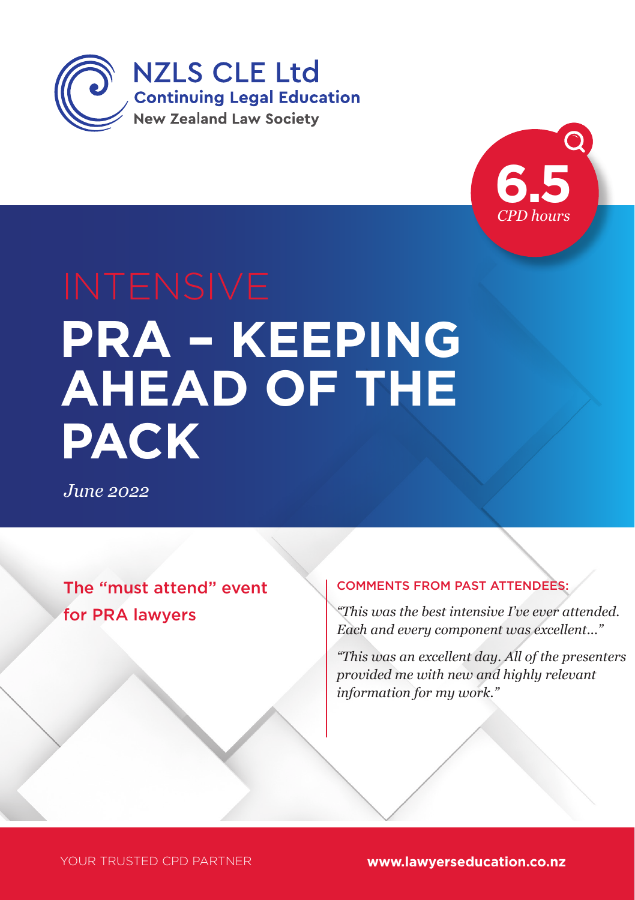NZLS CLE Ltd
**Continuing Legal Education**
**New Zealand Law Society**

**6.5**
*CPD hours*

# INTENSIVE
# PRA – KEEPING AHEAD OF THE PACK

*June 2022*

## The "must attend" event for PRA lawyers

COMMENTS FROM PAST ATTENDEES:

*"This was the best intensive I've ever attended. Each and every component was excellent…"*

*"This was an excellent day. All of the presenters provided me with new and highly relevant information for my work."*

YOUR TRUSTED CPD PARTNER

**www.lawyerseducation.co.nz**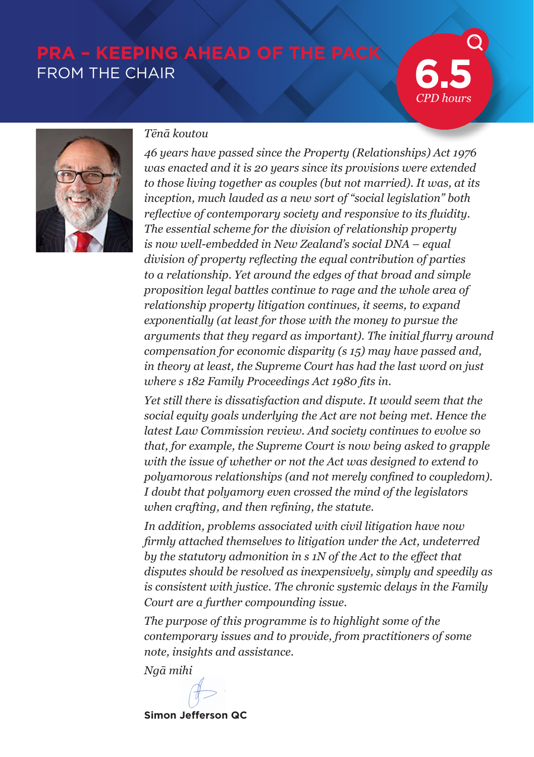# PRA – KEEPING AHEAD OF THE PACK

## FROM THE CHAIR

**6.5** *CPD hours*

*Tēnā koutou*

*46 years have passed since the Property (Relationships) Act 1976 was enacted and it is 20 years since its provisions were extended to those living together as couples (but not married). It was, at its inception, much lauded as a new sort of "social legislation" both reflective of contemporary society and responsive to its fluidity. The essential scheme for the division of relationship property is now well-embedded in New Zealand's social DNA – equal division of property reflecting the equal contribution of parties to a relationship. Yet around the edges of that broad and simple proposition legal battles continue to rage and the whole area of relationship property litigation continues, it seems, to expand exponentially (at least for those with the money to pursue the arguments that they regard as important). The initial flurry around compensation for economic disparity (s 15) may have passed and, in theory at least, the Supreme Court has had the last word on just where s 182 Family Proceedings Act 1980 fits in.*

*Yet still there is dissatisfaction and dispute. It would seem that the social equity goals underlying the Act are not being met. Hence the latest Law Commission review. And society continues to evolve so that, for example, the Supreme Court is now being asked to grapple with the issue of whether or not the Act was designed to extend to polyamorous relationships (and not merely confined to coupledom). I doubt that polyamory even crossed the mind of the legislators when crafting, and then refining, the statute.*

*In addition, problems associated with civil litigation have now firmly attached themselves to litigation under the Act, undeterred by the statutory admonition in s 1N of the Act to the effect that disputes should be resolved as inexpensively, simply and speedily as is consistent with justice. The chronic systemic delays in the Family Court are a further compounding issue.*

*The purpose of this programme is to highlight some of the contemporary issues and to provide, from practitioners of some note, insights and assistance.*

*Ngā mihi*

**Simon Jefferson QC**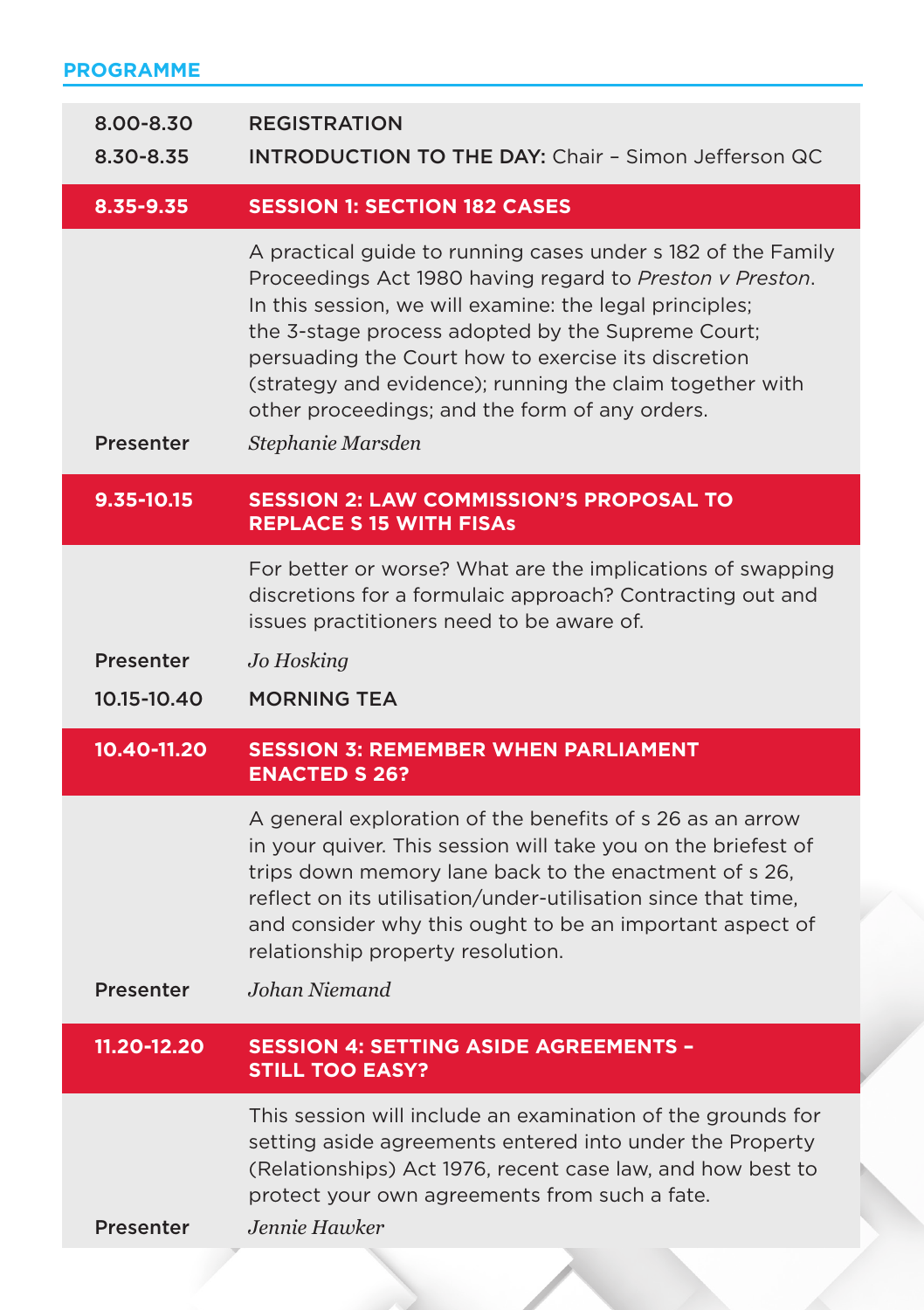## PROGRAMME

**8.00-8.30** REGISTRATION

**8.30-8.35** INTRODUCTION TO THE DAY: Chair – Simon Jefferson QC

### 8.35-9.35 SESSION 1: SECTION 182 CASES

A practical guide to running cases under s 182 of the Family Proceedings Act 1980 having regard to *Preston v Preston*. In this session, we will examine: the legal principles; the 3-stage process adopted by the Supreme Court; persuading the Court how to exercise its discretion (strategy and evidence); running the claim together with other proceedings; and the form of any orders.

**Presenter** *Stephanie Marsden*

### 9.35-10.15 SESSION 2: LAW COMMISSION'S PROPOSAL TO REPLACE S 15 WITH FISAs

For better or worse? What are the implications of swapping discretions for a formulaic approach? Contracting out and issues practitioners need to be aware of.

**Presenter** *Jo Hosking*

**10.15-10.40** MORNING TEA

### 10.40-11.20 SESSION 3: REMEMBER WHEN PARLIAMENT ENACTED S 26?

A general exploration of the benefits of s 26 as an arrow in your quiver. This session will take you on the briefest of trips down memory lane back to the enactment of s 26, reflect on its utilisation/under-utilisation since that time, and consider why this ought to be an important aspect of relationship property resolution.

**Presenter** *Johan Niemand*

### 11.20-12.20 SESSION 4: SETTING ASIDE AGREEMENTS – STILL TOO EASY?

This session will include an examination of the grounds for setting aside agreements entered into under the Property (Relationships) Act 1976, recent case law, and how best to protect your own agreements from such a fate.

**Presenter** *Jennie Hawker*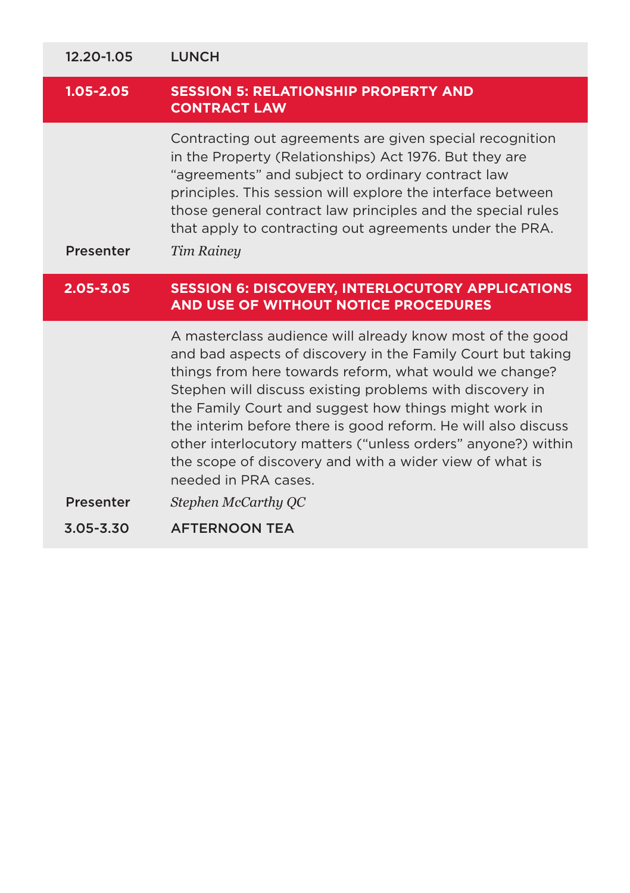**12.20-1.05** LUNCH

## 1.05-2.05 SESSION 5: RELATIONSHIP PROPERTY AND CONTRACT LAW

Contracting out agreements are given special recognition in the Property (Relationships) Act 1976. But they are "agreements" and subject to ordinary contract law principles. This session will explore the interface between those general contract law principles and the special rules that apply to contracting out agreements under the PRA.

**Presenter** *Tim Rainey*

## 2.05-3.05 SESSION 6: DISCOVERY, INTERLOCUTORY APPLICATIONS AND USE OF WITHOUT NOTICE PROCEDURES

A masterclass audience will already know most of the good and bad aspects of discovery in the Family Court but taking things from here towards reform, what would we change? Stephen will discuss existing problems with discovery in the Family Court and suggest how things might work in the interim before there is good reform. He will also discuss other interlocutory matters ("unless orders" anyone?) within the scope of discovery and with a wider view of what is needed in PRA cases.

**Presenter** *Stephen McCarthy QC*

**3.05-3.30** AFTERNOON TEA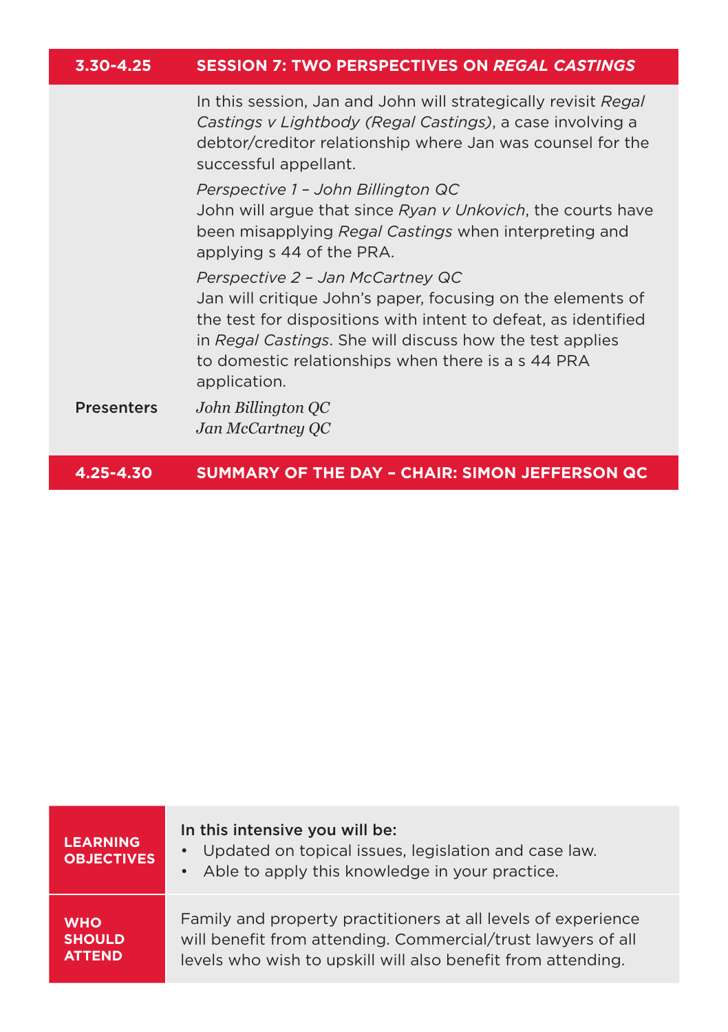| 3.30-4.25 | SESSION 7: TWO PERSPECTIVES ON *REGAL CASTINGS* |
|---|---|
| | In this session, Jan and John will strategically revisit *Regal Castings v Lightbody (Regal Castings)*, a case involving a debtor/creditor relationship where Jan was counsel for the successful appellant.<br><br>*Perspective 1 – John Billington QC*<br>John will argue that since *Ryan v Unkovich*, the courts have been misapplying *Regal Castings* when interpreting and applying s 44 of the PRA.<br><br>*Perspective 2 – Jan McCartney QC*<br>Jan will critique John's paper, focusing on the elements of the test for dispositions with intent to defeat, as identified in *Regal Castings*. She will discuss how the test applies to domestic relationships when there is a s 44 PRA application. |
| Presenters | *John Billington QC*<br>*Jan McCartney QC* |
| **4.25-4.30** | **SUMMARY OF THE DAY – CHAIR: SIMON JEFFERSON QC** |

| | |
|---|---|
| **LEARNING OBJECTIVES** | In this intensive you will be:<br>• Updated on topical issues, legislation and case law.<br>• Able to apply this knowledge in your practice. |
| **WHO SHOULD ATTEND** | Family and property practitioners at all levels of experience will benefit from attending. Commercial/trust lawyers of all levels who wish to upskill will also benefit from attending. |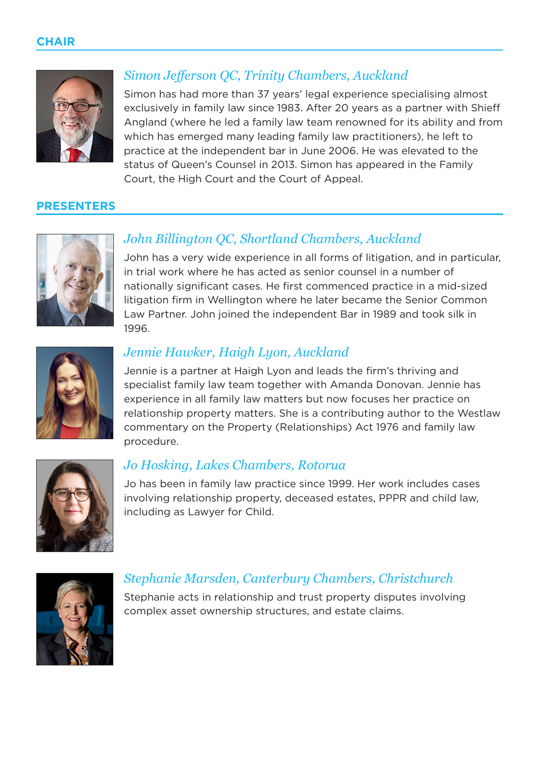## CHAIR

### *Simon Jefferson QC, Trinity Chambers, Auckland*

Simon has had more than 37 years' legal experience specialising almost exclusively in family law since 1983. After 20 years as a partner with Shieff Angland (where he led a family law team renowned for its ability and from which has emerged many leading family law practitioners), he left to practice at the independent bar in June 2006. He was elevated to the status of Queen's Counsel in 2013. Simon has appeared in the Family Court, the High Court and the Court of Appeal.

## PRESENTERS

### *John Billington QC, Shortland Chambers, Auckland*

John has a very wide experience in all forms of litigation, and in particular, in trial work where he has acted as senior counsel in a number of nationally significant cases. He first commenced practice in a mid-sized litigation firm in Wellington where he later became the Senior Common Law Partner. John joined the independent Bar in 1989 and took silk in 1996.

### *Jennie Hawker, Haigh Lyon, Auckland*

Jennie is a partner at Haigh Lyon and leads the firm's thriving and specialist family law team together with Amanda Donovan. Jennie has experience in all family law matters but now focuses her practice on relationship property matters. She is a contributing author to the Westlaw commentary on the Property (Relationships) Act 1976 and family law procedure.

### *Jo Hosking, Lakes Chambers, Rotorua*

Jo has been in family law practice since 1999. Her work includes cases involving relationship property, deceased estates, PPPR and child law, including as Lawyer for Child.

### *Stephanie Marsden, Canterbury Chambers, Christchurch*

Stephanie acts in relationship and trust property disputes involving complex asset ownership structures, and estate claims.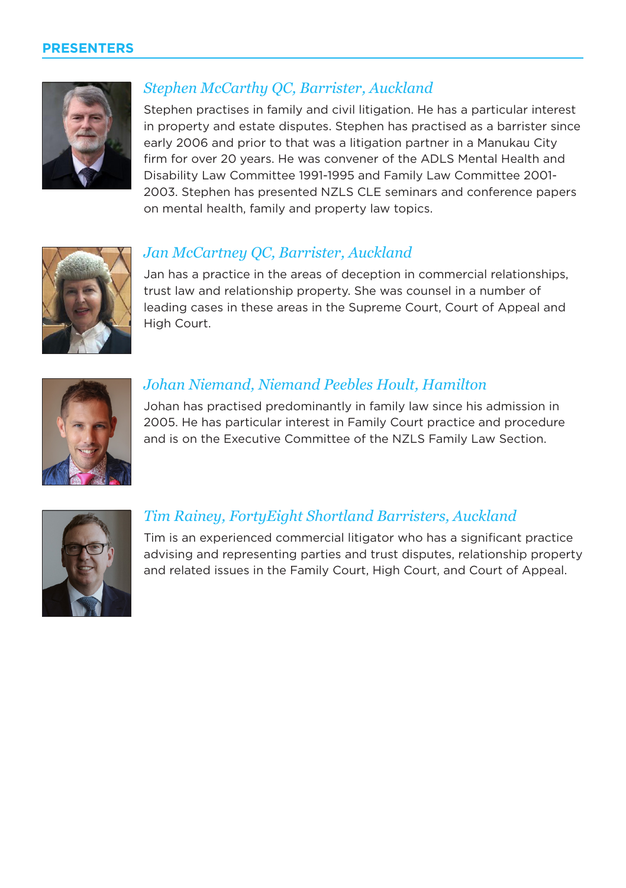## PRESENTERS

### *Stephen McCarthy QC, Barrister, Auckland*

Stephen practises in family and civil litigation. He has a particular interest in property and estate disputes. Stephen has practised as a barrister since early 2006 and prior to that was a litigation partner in a Manukau City firm for over 20 years. He was convener of the ADLS Mental Health and Disability Law Committee 1991-1995 and Family Law Committee 2001-2003. Stephen has presented NZLS CLE seminars and conference papers on mental health, family and property law topics.

### *Jan McCartney QC, Barrister, Auckland*

Jan has a practice in the areas of deception in commercial relationships, trust law and relationship property. She was counsel in a number of leading cases in these areas in the Supreme Court, Court of Appeal and High Court.

### *Johan Niemand, Niemand Peebles Hoult, Hamilton*

Johan has practised predominantly in family law since his admission in 2005. He has particular interest in Family Court practice and procedure and is on the Executive Committee of the NZLS Family Law Section.

### *Tim Rainey, FortyEight Shortland Barristers, Auckland*

Tim is an experienced commercial litigator who has a significant practice advising and representing parties and trust disputes, relationship property and related issues in the Family Court, High Court, and Court of Appeal.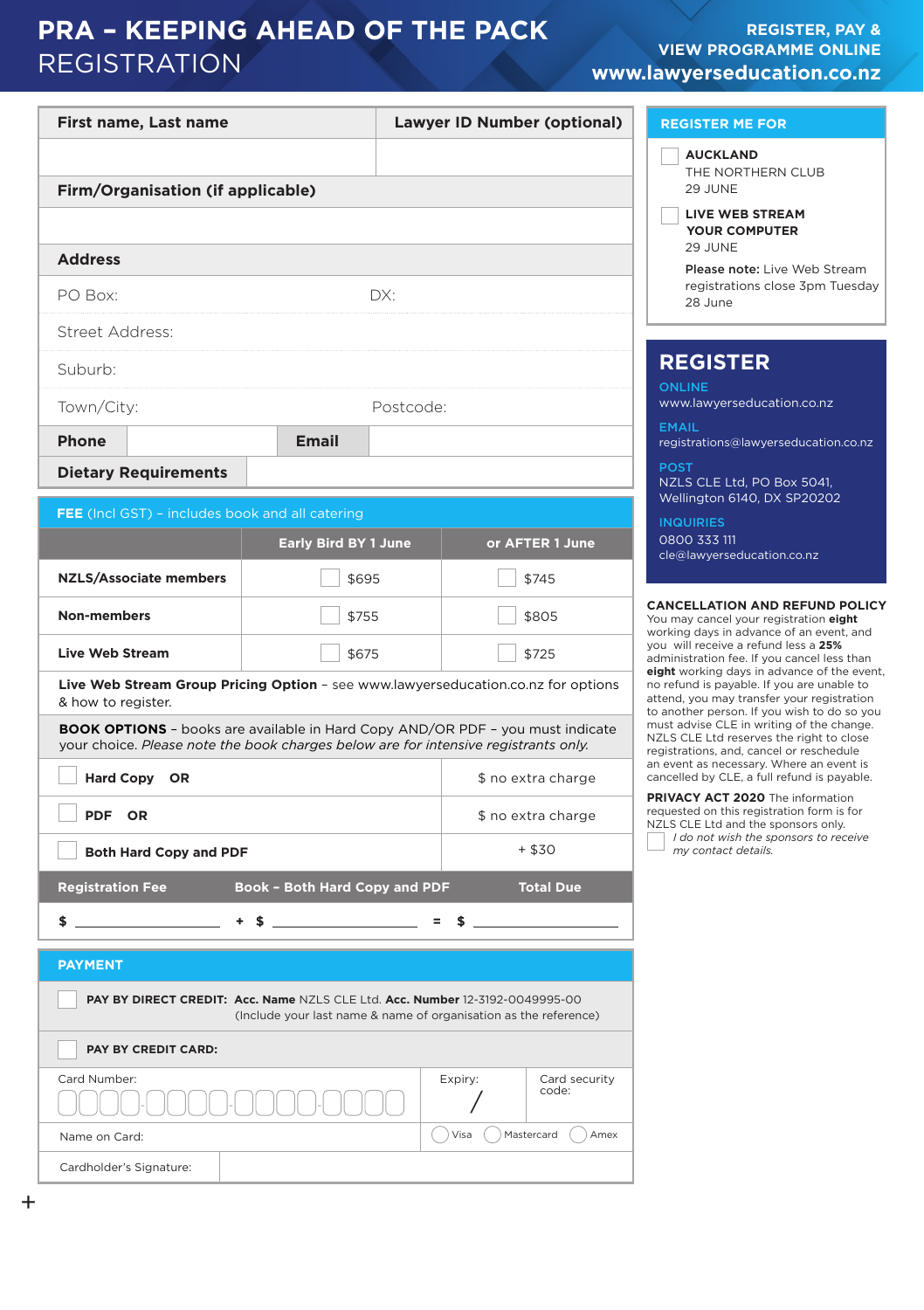# PRA – KEEPING AHEAD OF THE PACK
## REGISTRATION

**REGISTER, PAY & VIEW PROGRAMME ONLINE**
**www.lawyerseducation.co.nz**

| First name, Last name | Lawyer ID Number (optional) |
|---|---|
| | |

**Firm/Organisation (if applicable)**

**Address**

PO Box: DX:

Street Address:

Suburb:

Town/City: Postcode:

| **Phone** | | **Email** | |
|---|---|---|---|

**Dietary Requirements**

**FEE** (Incl GST) – includes book and all catering

| | Early Bird BY 1 June | or AFTER 1 June |
|---|---|---|
| **NZLS/Associate members** | ☐ $695 | ☐ $745 |
| **Non-members** | ☐ $755 | ☐ $805 |
| **Live Web Stream** | ☐ $675 | ☐ $725 |

**Live Web Stream Group Pricing Option** – see www.lawyerseducation.co.nz for options & how to register.

**BOOK OPTIONS** – books are available in Hard Copy AND/OR PDF – you must indicate your choice. *Please note the book charges below are for intensive registrants only.*

| | |
|---|---|
| ☐ **Hard Copy OR** | $ no extra charge |
| ☐ **PDF OR** | $ no extra charge |
| ☐ **Both Hard Copy and PDF** | + $30 |

| Registration Fee | | Book – Both Hard Copy and PDF | | Total Due |
|---|---|---|---|---|
| $ ______ | + | $ ______ | = | $ ______ |

**PAYMENT**

☐ **PAY BY DIRECT CREDIT: Acc. Name** NZLS CLE Ltd. **Acc. Number** 12-3192-0049995-00
(Include your last name & name of organisation as the reference)

☐ **PAY BY CREDIT CARD:**

Card Number: Expiry: / Card security code:

Name on Card: ◯ Visa ◯ Mastercard ◯ Amex

Cardholder's Signature:

**REGISTER ME FOR**

☐ **AUCKLAND**
THE NORTHERN CLUB
29 JUNE

☐ **LIVE WEB STREAM**
**YOUR COMPUTER**
29 JUNE

**Please note:** Live Web Stream registrations close 3pm Tuesday 28 June

## REGISTER

**ONLINE**
www.lawyerseducation.co.nz

**EMAIL**
registrations@lawyerseducation.co.nz

**POST**
NZLS CLE Ltd, PO Box 5041, Wellington 6140, DX SP20202

**INQUIRIES**
0800 333 111
cle@lawyerseducation.co.nz

**CANCELLATION AND REFUND POLICY**
You may cancel your registration **eight** working days in advance of an event, and you will receive a refund less a **25%** administration fee. If you cancel less than **eight** working days in advance of the event, no refund is payable. If you are unable to attend, you may transfer your registration to another person. If you wish to do so you must advise CLE in writing of the change. NZLS CLE Ltd reserves the right to close registrations, and, cancel or reschedule an event as necessary. Where an event is cancelled by CLE, a full refund is payable.

**PRIVACY ACT 2020** The information requested on this registration form is for NZLS CLE Ltd and the sponsors only.

☐ *I do not wish the sponsors to receive my contact details.*